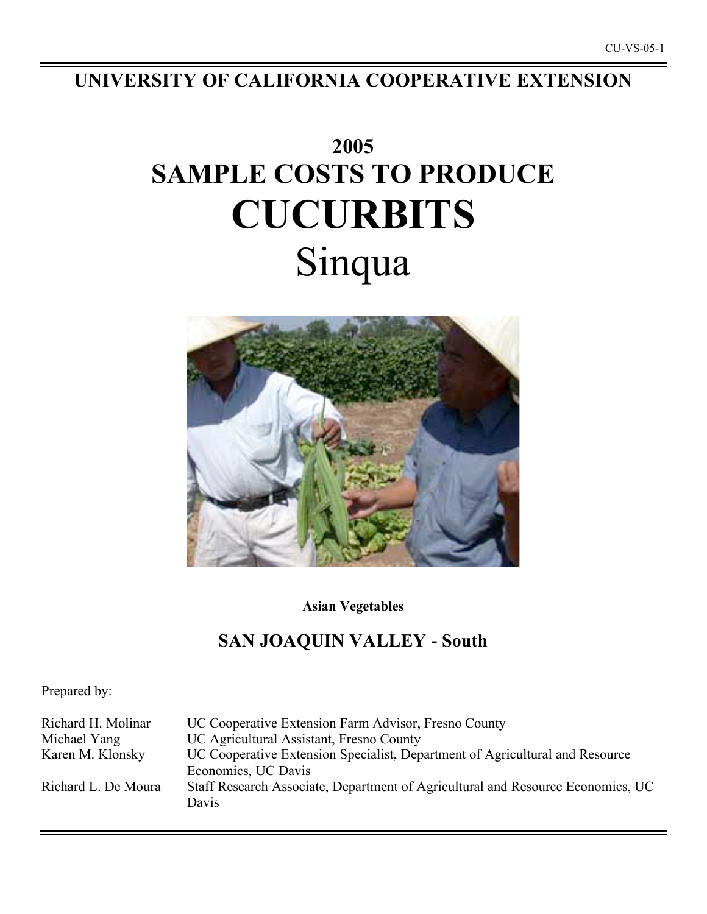CU-VS-05-1

# UNIVERSITY OF CALIFORNIA COOPERATIVE EXTENSION

# 2005
# SAMPLE COSTS TO PRODUCE
# CUCURBITS
# Sinqua

**Asian Vegetables**

## SAN JOAQUIN VALLEY - South

Prepared by:

| | |
|---|---|
| Richard H. Molinar | UC Cooperative Extension Farm Advisor, Fresno County |
| Michael Yang | UC Agricultural Assistant, Fresno County |
| Karen M. Klonsky | UC Cooperative Extension Specialist, Department of Agricultural and Resource Economics, UC Davis |
| Richard L. De Moura | Staff Research Associate, Department of Agricultural and Resource Economics, UC Davis |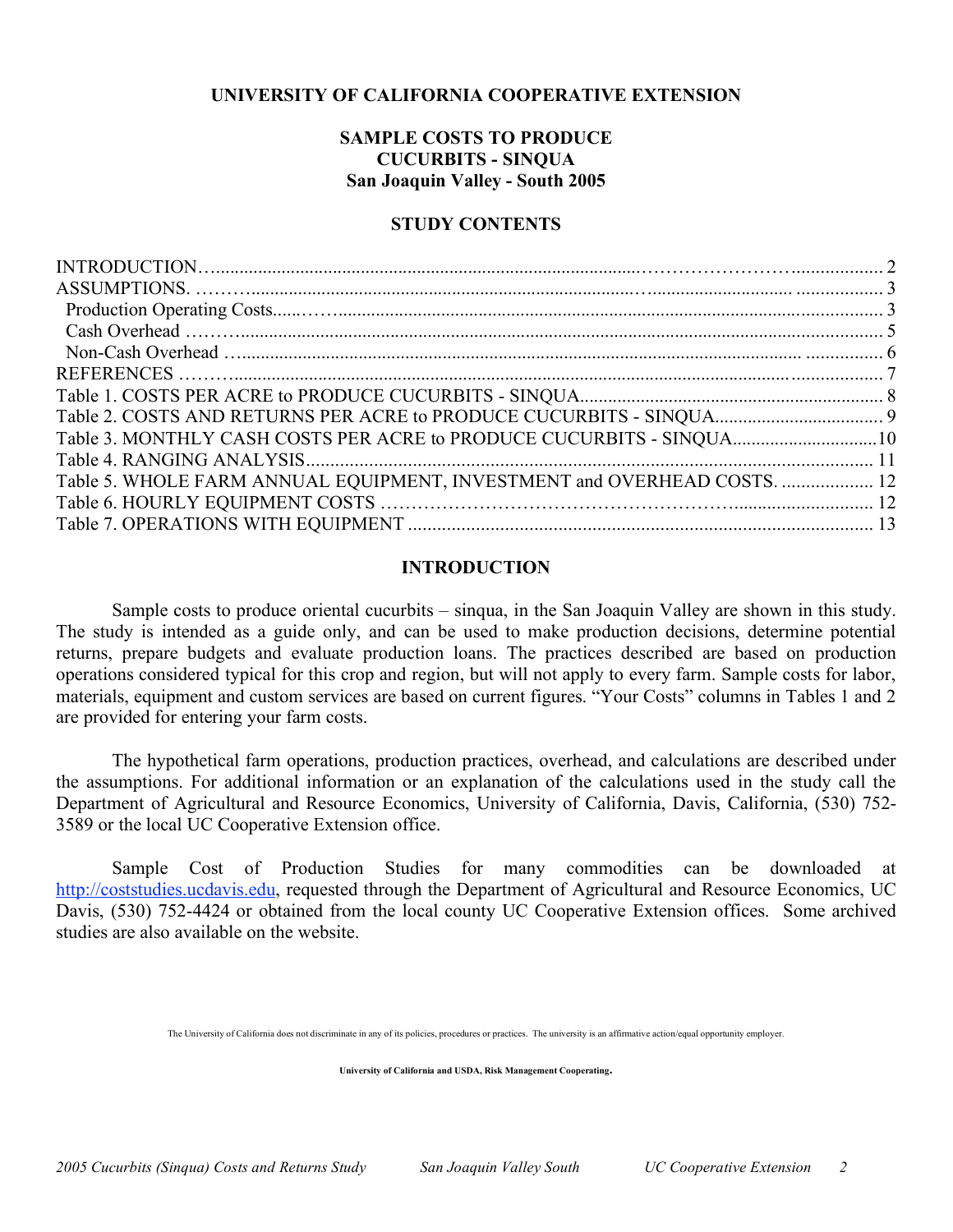**UNIVERSITY OF CALIFORNIA COOPERATIVE EXTENSION**

# SAMPLE COSTS TO PRODUCE CUCURBITS - SINQUA San Joaquin Valley - South 2005

## STUDY CONTENTS

| | |
|---|---|
| INTRODUCTION | 2 |
| ASSUMPTIONS. | 3 |
| Production Operating Costs | 3 |
| Cash Overhead | 5 |
| Non-Cash Overhead | 6 |
| REFERENCES | 7 |
| Table 1. COSTS PER ACRE to PRODUCE CUCURBITS - SINQUA | 8 |
| Table 2. COSTS AND RETURNS PER ACRE to PRODUCE CUCURBITS - SINQUA | 9 |
| Table 3. MONTHLY CASH COSTS PER ACRE to PRODUCE CUCURBITS - SINQUA | 10 |
| Table 4. RANGING ANALYSIS | 11 |
| Table 5. WHOLE FARM ANNUAL EQUIPMENT, INVESTMENT and OVERHEAD COSTS. | 12 |
| Table 6. HOURLY EQUIPMENT COSTS | 12 |
| Table 7. OPERATIONS WITH EQUIPMENT | 13 |

## INTRODUCTION

Sample costs to produce oriental cucurbits – sinqua, in the San Joaquin Valley are shown in this study. The study is intended as a guide only, and can be used to make production decisions, determine potential returns, prepare budgets and evaluate production loans. The practices described are based on production operations considered typical for this crop and region, but will not apply to every farm. Sample costs for labor, materials, equipment and custom services are based on current figures. "Your Costs" columns in Tables 1 and 2 are provided for entering your farm costs.

The hypothetical farm operations, production practices, overhead, and calculations are described under the assumptions. For additional information or an explanation of the calculations used in the study call the Department of Agricultural and Resource Economics, University of California, Davis, California, (530) 752-3589 or the local UC Cooperative Extension office.

Sample Cost of Production Studies for many commodities can be downloaded at http://coststudies.ucdavis.edu, requested through the Department of Agricultural and Resource Economics, UC Davis, (530) 752-4424 or obtained from the local county UC Cooperative Extension offices. Some archived studies are also available on the website.

The University of California does not discriminate in any of its policies, procedures or practices. The university is an affirmative action/equal opportunity employer.

**University of California and USDA, Risk Management Cooperating.**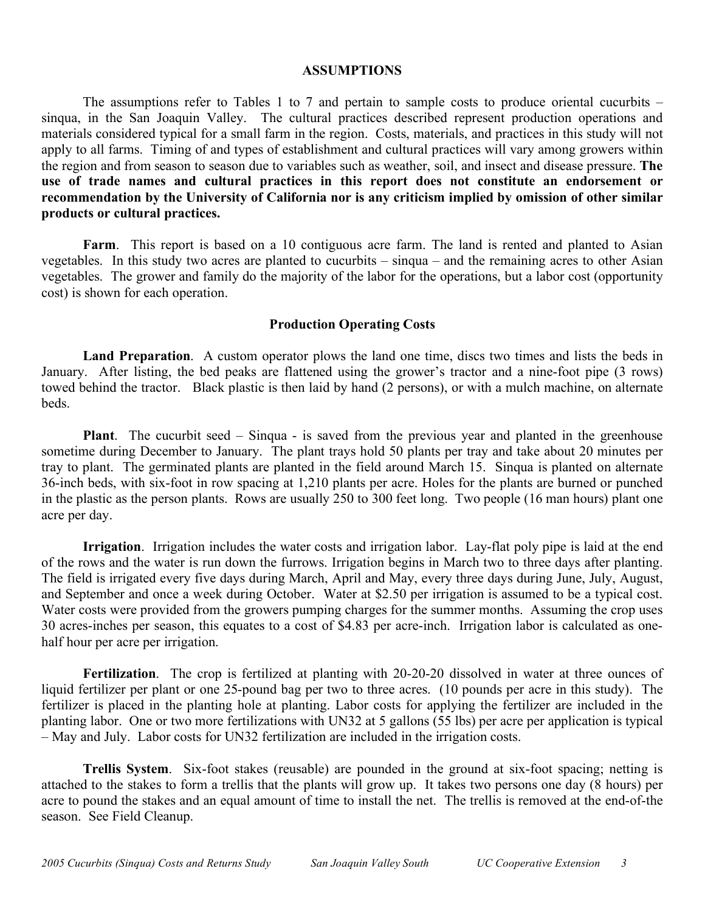## ASSUMPTIONS

The assumptions refer to Tables 1 to 7 and pertain to sample costs to produce oriental cucurbits – sinqua, in the San Joaquin Valley. The cultural practices described represent production operations and materials considered typical for a small farm in the region. Costs, materials, and practices in this study will not apply to all farms. Timing of and types of establishment and cultural practices will vary among growers within the region and from season to season due to variables such as weather, soil, and insect and disease pressure. **The use of trade names and cultural practices in this report does not constitute an endorsement or recommendation by the University of California nor is any criticism implied by omission of other similar products or cultural practices.**

**Farm**. This report is based on a 10 contiguous acre farm. The land is rented and planted to Asian vegetables. In this study two acres are planted to cucurbits – sinqua – and the remaining acres to other Asian vegetables. The grower and family do the majority of the labor for the operations, but a labor cost (opportunity cost) is shown for each operation.

### Production Operating Costs

**Land Preparation**. A custom operator plows the land one time, discs two times and lists the beds in January. After listing, the bed peaks are flattened using the grower's tractor and a nine-foot pipe (3 rows) towed behind the tractor. Black plastic is then laid by hand (2 persons), or with a mulch machine, on alternate beds.

**Plant**. The cucurbit seed – Sinqua - is saved from the previous year and planted in the greenhouse sometime during December to January. The plant trays hold 50 plants per tray and take about 20 minutes per tray to plant. The germinated plants are planted in the field around March 15. Sinqua is planted on alternate 36-inch beds, with six-foot in row spacing at 1,210 plants per acre. Holes for the plants are burned or punched in the plastic as the person plants. Rows are usually 250 to 300 feet long. Two people (16 man hours) plant one acre per day.

**Irrigation**. Irrigation includes the water costs and irrigation labor. Lay-flat poly pipe is laid at the end of the rows and the water is run down the furrows. Irrigation begins in March two to three days after planting. The field is irrigated every five days during March, April and May, every three days during June, July, August, and September and once a week during October. Water at $2.50 per irrigation is assumed to be a typical cost. Water costs were provided from the growers pumping charges for the summer months. Assuming the crop uses 30 acres-inches per season, this equates to a cost of $4.83 per acre-inch. Irrigation labor is calculated as one-half hour per acre per irrigation.

**Fertilization**. The crop is fertilized at planting with 20-20-20 dissolved in water at three ounces of liquid fertilizer per plant or one 25-pound bag per two to three acres. (10 pounds per acre in this study). The fertilizer is placed in the planting hole at planting. Labor costs for applying the fertilizer are included in the planting labor. One or two more fertilizations with UN32 at 5 gallons (55 lbs) per acre per application is typical – May and July. Labor costs for UN32 fertilization are included in the irrigation costs.

**Trellis System**. Six-foot stakes (reusable) are pounded in the ground at six-foot spacing; netting is attached to the stakes to form a trellis that the plants will grow up. It takes two persons one day (8 hours) per acre to pound the stakes and an equal amount of time to install the net. The trellis is removed at the end-of-the season. See Field Cleanup.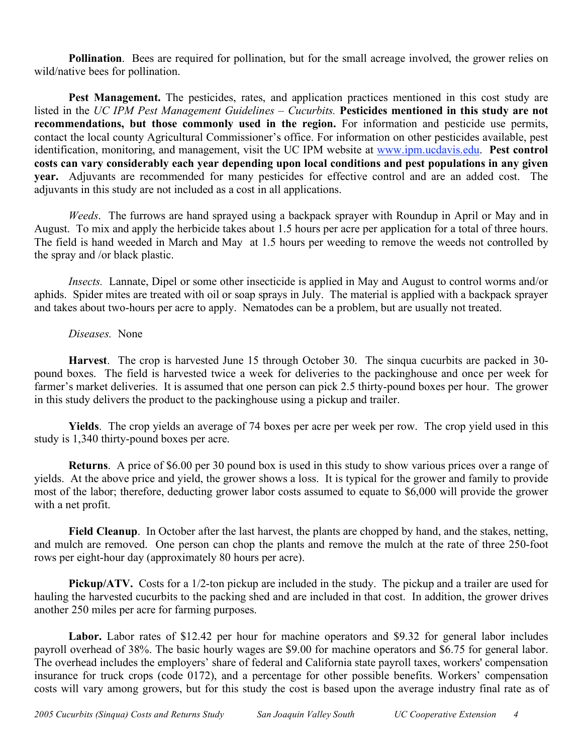**Pollination**. Bees are required for pollination, but for the small acreage involved, the grower relies on wild/native bees for pollination.

**Pest Management.** The pesticides, rates, and application practices mentioned in this cost study are listed in the *UC IPM Pest Management Guidelines – Cucurbits.* **Pesticides mentioned in this study are not recommendations, but those commonly used in the region.** For information and pesticide use permits, contact the local county Agricultural Commissioner's office. For information on other pesticides available, pest identification, monitoring, and management, visit the UC IPM website at www.ipm.ucdavis.edu. **Pest control costs can vary considerably each year depending upon local conditions and pest populations in any given year.** Adjuvants are recommended for many pesticides for effective control and are an added cost. The adjuvants in this study are not included as a cost in all applications.

*Weeds*. The furrows are hand sprayed using a backpack sprayer with Roundup in April or May and in August. To mix and apply the herbicide takes about 1.5 hours per acre per application for a total of three hours. The field is hand weeded in March and May at 1.5 hours per weeding to remove the weeds not controlled by the spray and /or black plastic.

*Insects.* Lannate, Dipel or some other insecticide is applied in May and August to control worms and/or aphids. Spider mites are treated with oil or soap sprays in July. The material is applied with a backpack sprayer and takes about two-hours per acre to apply. Nematodes can be a problem, but are usually not treated.

*Diseases.* None

**Harvest**. The crop is harvested June 15 through October 30. The sinqua cucurbits are packed in 30-pound boxes. The field is harvested twice a week for deliveries to the packinghouse and once per week for farmer's market deliveries. It is assumed that one person can pick 2.5 thirty-pound boxes per hour. The grower in this study delivers the product to the packinghouse using a pickup and trailer.

**Yields**. The crop yields an average of 74 boxes per acre per week per row. The crop yield used in this study is 1,340 thirty-pound boxes per acre.

**Returns**. A price of $6.00 per 30 pound box is used in this study to show various prices over a range of yields. At the above price and yield, the grower shows a loss. It is typical for the grower and family to provide most of the labor; therefore, deducting grower labor costs assumed to equate to $6,000 will provide the grower with a net profit.

**Field Cleanup**. In October after the last harvest, the plants are chopped by hand, and the stakes, netting, and mulch are removed. One person can chop the plants and remove the mulch at the rate of three 250-foot rows per eight-hour day (approximately 80 hours per acre).

**Pickup/ATV.** Costs for a 1/2-ton pickup are included in the study. The pickup and a trailer are used for hauling the harvested cucurbits to the packing shed and are included in that cost. In addition, the grower drives another 250 miles per acre for farming purposes.

**Labor.** Labor rates of $12.42 per hour for machine operators and $9.32 for general labor includes payroll overhead of 38%. The basic hourly wages are $9.00 for machine operators and $6.75 for general labor. The overhead includes the employers' share of federal and California state payroll taxes, workers' compensation insurance for truck crops (code 0172), and a percentage for other possible benefits. Workers' compensation costs will vary among growers, but for this study the cost is based upon the average industry final rate as of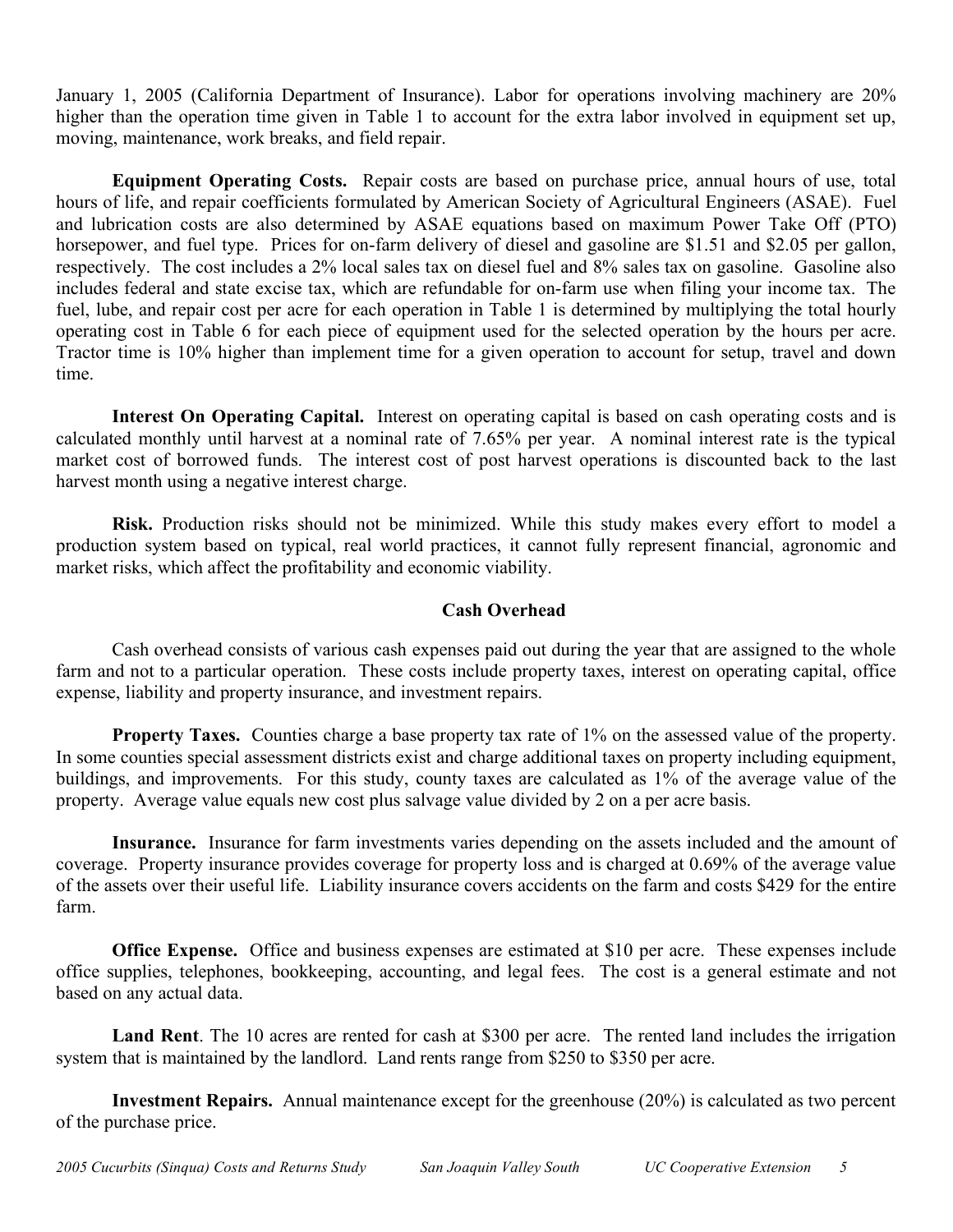January 1, 2005 (California Department of Insurance). Labor for operations involving machinery are 20% higher than the operation time given in Table 1 to account for the extra labor involved in equipment set up, moving, maintenance, work breaks, and field repair.

**Equipment Operating Costs.** Repair costs are based on purchase price, annual hours of use, total hours of life, and repair coefficients formulated by American Society of Agricultural Engineers (ASAE). Fuel and lubrication costs are also determined by ASAE equations based on maximum Power Take Off (PTO) horsepower, and fuel type. Prices for on-farm delivery of diesel and gasoline are $1.51 and $2.05 per gallon, respectively. The cost includes a 2% local sales tax on diesel fuel and 8% sales tax on gasoline. Gasoline also includes federal and state excise tax, which are refundable for on-farm use when filing your income tax. The fuel, lube, and repair cost per acre for each operation in Table 1 is determined by multiplying the total hourly operating cost in Table 6 for each piece of equipment used for the selected operation by the hours per acre. Tractor time is 10% higher than implement time for a given operation to account for setup, travel and down time.

**Interest On Operating Capital.** Interest on operating capital is based on cash operating costs and is calculated monthly until harvest at a nominal rate of 7.65% per year. A nominal interest rate is the typical market cost of borrowed funds. The interest cost of post harvest operations is discounted back to the last harvest month using a negative interest charge.

**Risk.** Production risks should not be minimized. While this study makes every effort to model a production system based on typical, real world practices, it cannot fully represent financial, agronomic and market risks, which affect the profitability and economic viability.

## Cash Overhead

Cash overhead consists of various cash expenses paid out during the year that are assigned to the whole farm and not to a particular operation. These costs include property taxes, interest on operating capital, office expense, liability and property insurance, and investment repairs.

**Property Taxes.** Counties charge a base property tax rate of 1% on the assessed value of the property. In some counties special assessment districts exist and charge additional taxes on property including equipment, buildings, and improvements. For this study, county taxes are calculated as 1% of the average value of the property. Average value equals new cost plus salvage value divided by 2 on a per acre basis.

**Insurance.** Insurance for farm investments varies depending on the assets included and the amount of coverage. Property insurance provides coverage for property loss and is charged at 0.69% of the average value of the assets over their useful life. Liability insurance covers accidents on the farm and costs $429 for the entire farm.

**Office Expense.** Office and business expenses are estimated at $10 per acre. These expenses include office supplies, telephones, bookkeeping, accounting, and legal fees. The cost is a general estimate and not based on any actual data.

**Land Rent**. The 10 acres are rented for cash at $300 per acre. The rented land includes the irrigation system that is maintained by the landlord. Land rents range from $250 to $350 per acre.

**Investment Repairs.** Annual maintenance except for the greenhouse (20%) is calculated as two percent of the purchase price.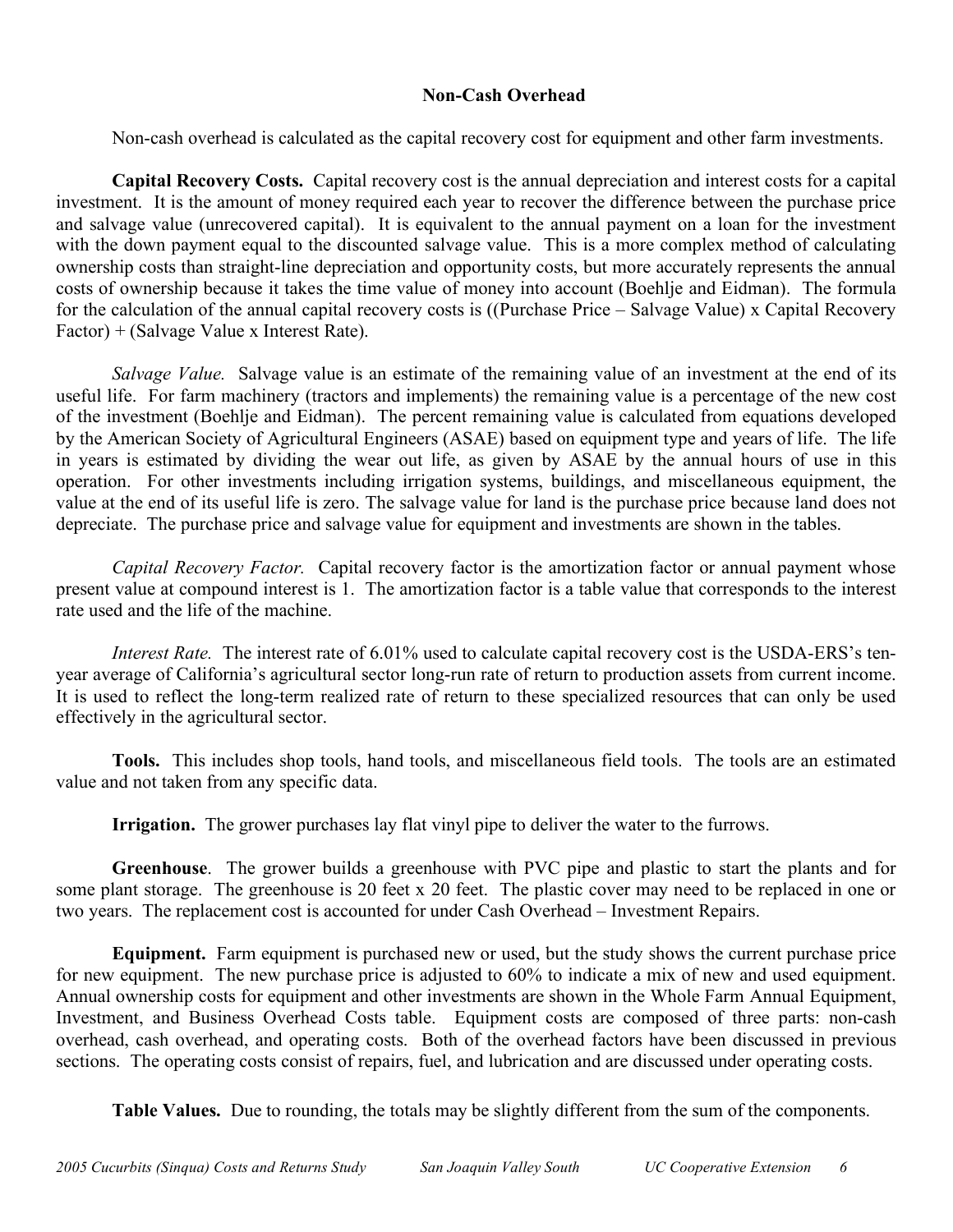## Non-Cash Overhead

Non-cash overhead is calculated as the capital recovery cost for equipment and other farm investments.

**Capital Recovery Costs.** Capital recovery cost is the annual depreciation and interest costs for a capital investment. It is the amount of money required each year to recover the difference between the purchase price and salvage value (unrecovered capital). It is equivalent to the annual payment on a loan for the investment with the down payment equal to the discounted salvage value. This is a more complex method of calculating ownership costs than straight-line depreciation and opportunity costs, but more accurately represents the annual costs of ownership because it takes the time value of money into account (Boehlje and Eidman). The formula for the calculation of the annual capital recovery costs is ((Purchase Price – Salvage Value) x Capital Recovery Factor) + (Salvage Value x Interest Rate).

*Salvage Value.* Salvage value is an estimate of the remaining value of an investment at the end of its useful life. For farm machinery (tractors and implements) the remaining value is a percentage of the new cost of the investment (Boehlje and Eidman). The percent remaining value is calculated from equations developed by the American Society of Agricultural Engineers (ASAE) based on equipment type and years of life. The life in years is estimated by dividing the wear out life, as given by ASAE by the annual hours of use in this operation. For other investments including irrigation systems, buildings, and miscellaneous equipment, the value at the end of its useful life is zero. The salvage value for land is the purchase price because land does not depreciate. The purchase price and salvage value for equipment and investments are shown in the tables.

*Capital Recovery Factor.* Capital recovery factor is the amortization factor or annual payment whose present value at compound interest is 1. The amortization factor is a table value that corresponds to the interest rate used and the life of the machine.

*Interest Rate.* The interest rate of 6.01% used to calculate capital recovery cost is the USDA-ERS's ten-year average of California's agricultural sector long-run rate of return to production assets from current income. It is used to reflect the long-term realized rate of return to these specialized resources that can only be used effectively in the agricultural sector.

**Tools.** This includes shop tools, hand tools, and miscellaneous field tools. The tools are an estimated value and not taken from any specific data.

**Irrigation.** The grower purchases lay flat vinyl pipe to deliver the water to the furrows.

**Greenhouse**. The grower builds a greenhouse with PVC pipe and plastic to start the plants and for some plant storage. The greenhouse is 20 feet x 20 feet. The plastic cover may need to be replaced in one or two years. The replacement cost is accounted for under Cash Overhead – Investment Repairs.

**Equipment.** Farm equipment is purchased new or used, but the study shows the current purchase price for new equipment. The new purchase price is adjusted to 60% to indicate a mix of new and used equipment. Annual ownership costs for equipment and other investments are shown in the Whole Farm Annual Equipment, Investment, and Business Overhead Costs table. Equipment costs are composed of three parts: non-cash overhead, cash overhead, and operating costs. Both of the overhead factors have been discussed in previous sections. The operating costs consist of repairs, fuel, and lubrication and are discussed under operating costs.

**Table Values.** Due to rounding, the totals may be slightly different from the sum of the components.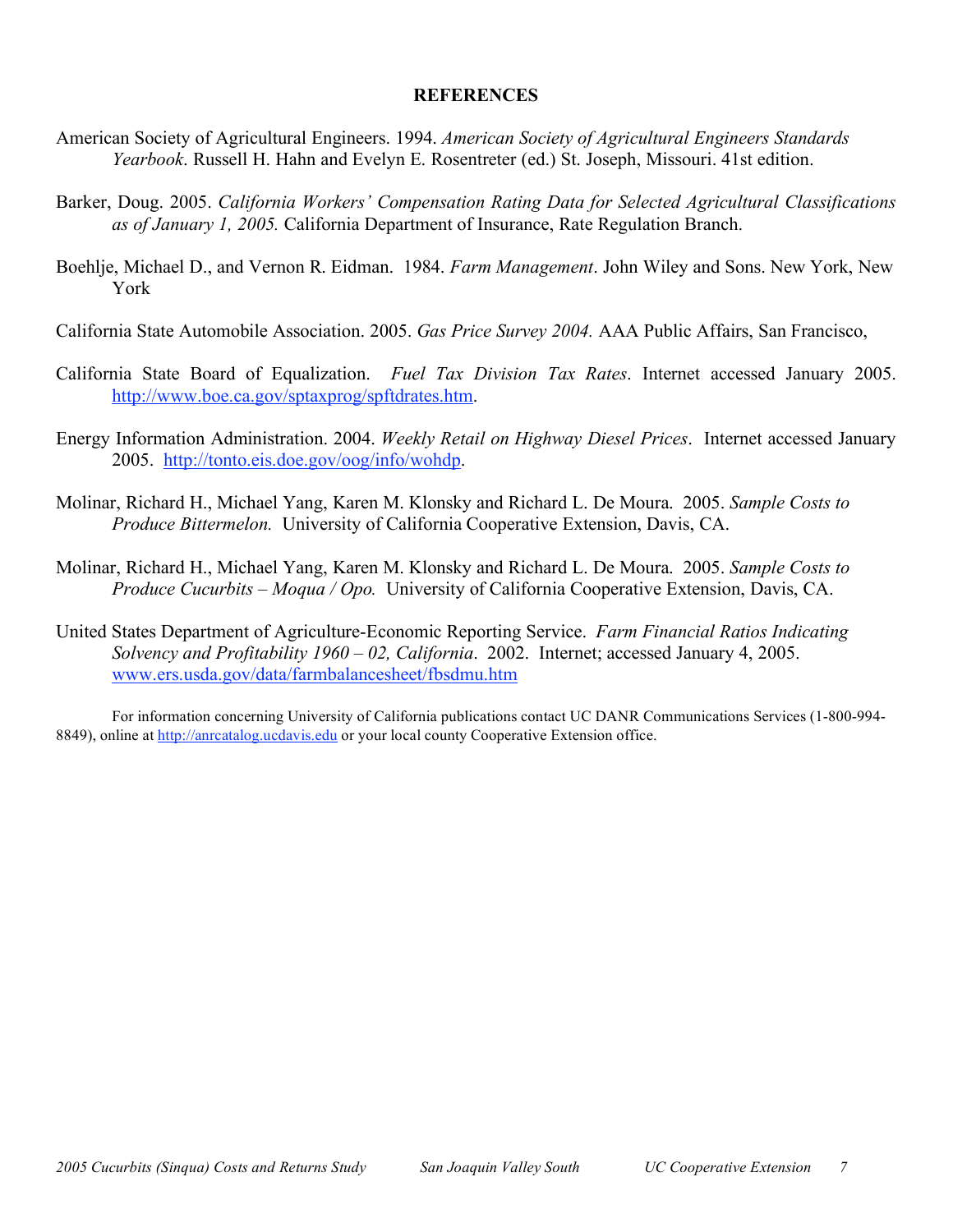## REFERENCES

American Society of Agricultural Engineers. 1994. *American Society of Agricultural Engineers Standards Yearbook*. Russell H. Hahn and Evelyn E. Rosentreter (ed.) St. Joseph, Missouri. 41st edition.

Barker, Doug. 2005. *California Workers' Compensation Rating Data for Selected Agricultural Classifications as of January 1, 2005.* California Department of Insurance, Rate Regulation Branch.

Boehlje, Michael D., and Vernon R. Eidman. 1984. *Farm Management*. John Wiley and Sons. New York, New York

California State Automobile Association. 2005. *Gas Price Survey 2004.* AAA Public Affairs, San Francisco,

California State Board of Equalization. *Fuel Tax Division Tax Rates*. Internet accessed January 2005. http://www.boe.ca.gov/sptaxprog/spftdrates.htm.

Energy Information Administration. 2004. *Weekly Retail on Highway Diesel Prices*. Internet accessed January 2005. http://tonto.eis.doe.gov/oog/info/wohdp.

Molinar, Richard H., Michael Yang, Karen M. Klonsky and Richard L. De Moura. 2005. *Sample Costs to Produce Bittermelon.* University of California Cooperative Extension, Davis, CA.

Molinar, Richard H., Michael Yang, Karen M. Klonsky and Richard L. De Moura. 2005. *Sample Costs to Produce Cucurbits – Moqua / Opo.* University of California Cooperative Extension, Davis, CA.

United States Department of Agriculture-Economic Reporting Service. *Farm Financial Ratios Indicating Solvency and Profitability 1960 – 02, California*. 2002. Internet; accessed January 4, 2005. www.ers.usda.gov/data/farmbalancesheet/fbsdmu.htm

For information concerning University of California publications contact UC DANR Communications Services (1-800-994-8849), online at http://anrcatalog.ucdavis.edu or your local county Cooperative Extension office.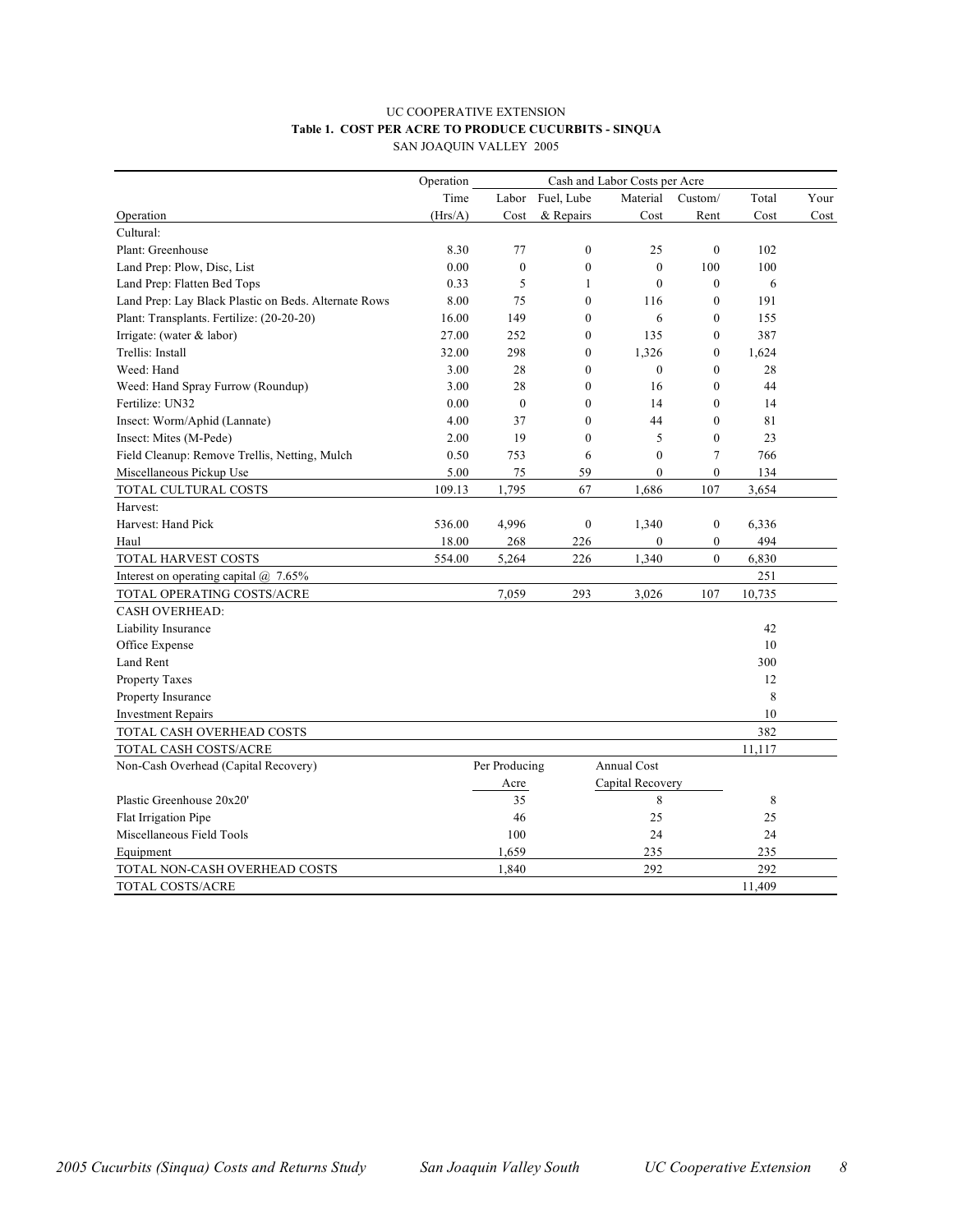UC COOPERATIVE EXTENSION

**Table 1. COST PER ACRE TO PRODUCE CUCURBITS - SINQUA**

SAN JOAQUIN VALLEY 2005

| Operation | Operation Time (Hrs/A) | Cash and Labor Costs per Acre: Labor Cost | Fuel, Lube & Repairs | Material Cost | Custom/ Rent | Total Cost | Your Cost |
|---|---|---|---|---|---|---|---|
| Cultural: | | | | | | | |
| Plant: Greenhouse | 8.30 | 77 | 0 | 25 | 0 | 102 | |
| Land Prep: Plow, Disc, List | 0.00 | 0 | 0 | 0 | 100 | 100 | |
| Land Prep: Flatten Bed Tops | 0.33 | 5 | 1 | 0 | 0 | 6 | |
| Land Prep: Lay Black Plastic on Beds. Alternate Rows | 8.00 | 75 | 0 | 116 | 0 | 191 | |
| Plant: Transplants. Fertilize: (20-20-20) | 16.00 | 149 | 0 | 6 | 0 | 155 | |
| Irrigate: (water & labor) | 27.00 | 252 | 0 | 135 | 0 | 387 | |
| Trellis: Install | 32.00 | 298 | 0 | 1,326 | 0 | 1,624 | |
| Weed: Hand | 3.00 | 28 | 0 | 0 | 0 | 28 | |
| Weed: Hand Spray Furrow (Roundup) | 3.00 | 28 | 0 | 16 | 0 | 44 | |
| Fertilize: UN32 | 0.00 | 0 | 0 | 14 | 0 | 14 | |
| Insect: Worm/Aphid (Lannate) | 4.00 | 37 | 0 | 44 | 0 | 81 | |
| Insect: Mites (M-Pede) | 2.00 | 19 | 0 | 5 | 0 | 23 | |
| Field Cleanup: Remove Trellis, Netting, Mulch | 0.50 | 753 | 6 | 0 | 7 | 766 | |
| Miscellaneous Pickup Use | 5.00 | 75 | 59 | 0 | 0 | 134 | |
| TOTAL CULTURAL COSTS | 109.13 | 1,795 | 67 | 1,686 | 107 | 3,654 | |
| Harvest: | | | | | | | |
| Harvest: Hand Pick | 536.00 | 4,996 | 0 | 1,340 | 0 | 6,336 | |
| Haul | 18.00 | 268 | 226 | 0 | 0 | 494 | |
| TOTAL HARVEST COSTS | 554.00 | 5,264 | 226 | 1,340 | 0 | 6,830 | |
| Interest on operating capital @ 7.65% | | | | | | 251 | |
| TOTAL OPERATING COSTS/ACRE | | 7,059 | 293 | 3,026 | 107 | 10,735 | |
| CASH OVERHEAD: | | | | | | | |
| Liability Insurance | | | | | | 42 | |
| Office Expense | | | | | | 10 | |
| Land Rent | | | | | | 300 | |
| Property Taxes | | | | | | 12 | |
| Property Insurance | | | | | | 8 | |
| Investment Repairs | | | | | | 10 | |
| TOTAL CASH OVERHEAD COSTS | | | | | | 382 | |
| TOTAL CASH COSTS/ACRE | | | | | | 11,117 | |
| Non-Cash Overhead (Capital Recovery) | | Per Producing Acre | | Annual Cost Capital Recovery | | | |
| Plastic Greenhouse 20x20' | | 35 | | 8 | | 8 | |
| Flat Irrigation Pipe | | 46 | | 25 | | 25 | |
| Miscellaneous Field Tools | | 100 | | 24 | | 24 | |
| Equipment | | 1,659 | | 235 | | 235 | |
| TOTAL NON-CASH OVERHEAD COSTS | | 1,840 | | 292 | | 292 | |
| TOTAL COSTS/ACRE | | | | | | 11,409 | |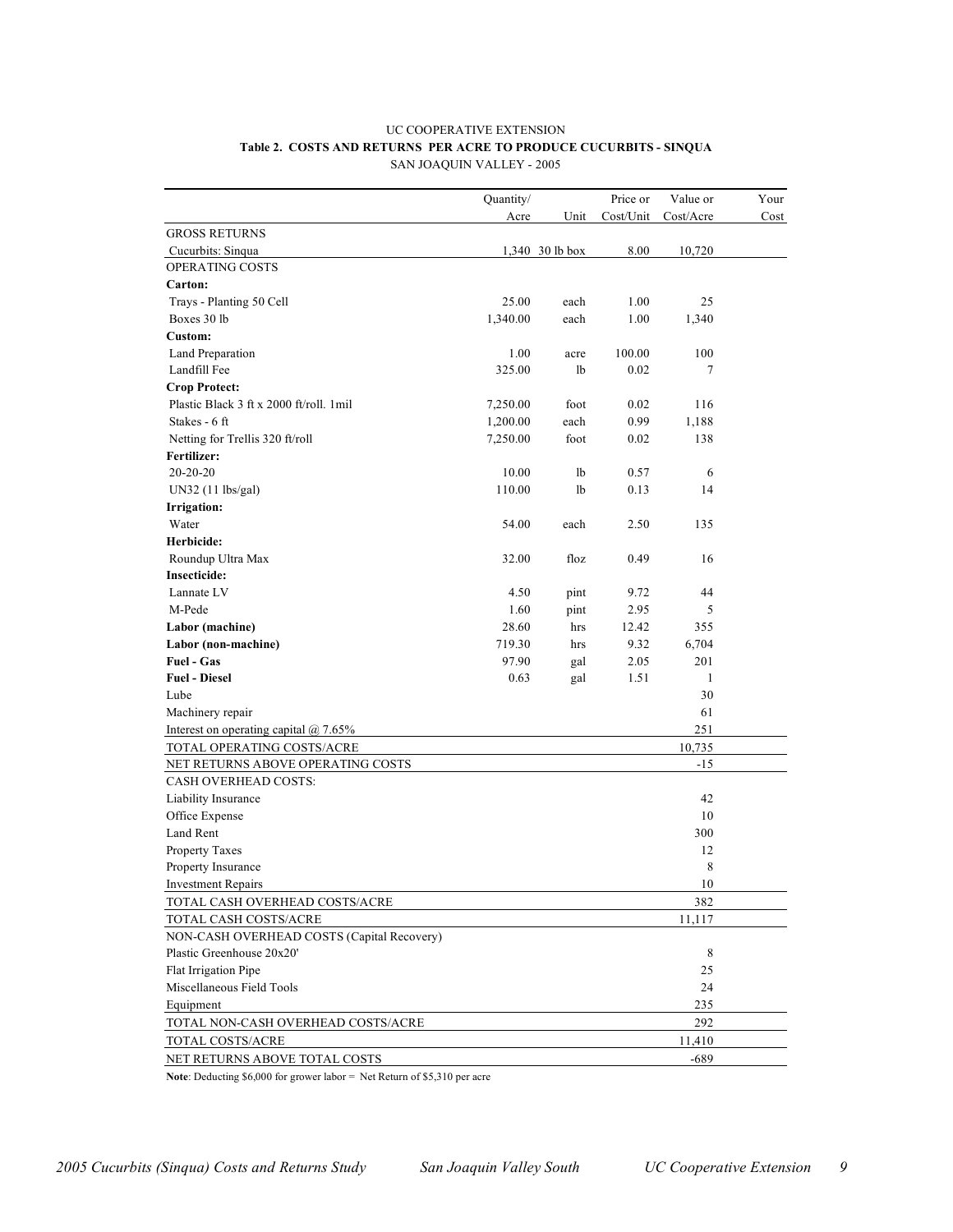UC COOPERATIVE EXTENSION

**Table 2. COSTS AND RETURNS PER ACRE TO PRODUCE CUCURBITS - SINQUA**

SAN JOAQUIN VALLEY - 2005

| | Quantity/ Acre | Unit | Price or Cost/Unit | Value or Cost/Acre | Your Cost |
|---|---|---|---|---|---|
| GROSS RETURNS | | | | | |
| Cucurbits: Sinqua | 1,340 | 30 lb box | 8.00 | 10,720 | |
| OPERATING COSTS | | | | | |
| **Carton:** | | | | | |
| Trays - Planting 50 Cell | 25.00 | each | 1.00 | 25 | |
| Boxes 30 lb | 1,340.00 | each | 1.00 | 1,340 | |
| **Custom:** | | | | | |
| Land Preparation | 1.00 | acre | 100.00 | 100 | |
| Landfill Fee | 325.00 | lb | 0.02 | 7 | |
| **Crop Protect:** | | | | | |
| Plastic Black 3 ft x 2000 ft/roll. 1mil | 7,250.00 | foot | 0.02 | 116 | |
| Stakes - 6 ft | 1,200.00 | each | 0.99 | 1,188 | |
| Netting for Trellis 320 ft/roll | 7,250.00 | foot | 0.02 | 138 | |
| **Fertilizer:** | | | | | |
| 20-20-20 | 10.00 | lb | 0.57 | 6 | |
| UN32 (11 lbs/gal) | 110.00 | lb | 0.13 | 14 | |
| **Irrigation:** | | | | | |
| Water | 54.00 | each | 2.50 | 135 | |
| **Herbicide:** | | | | | |
| Roundup Ultra Max | 32.00 | floz | 0.49 | 16 | |
| **Insecticide:** | | | | | |
| Lannate LV | 4.50 | pint | 9.72 | 44 | |
| M-Pede | 1.60 | pint | 2.95 | 5 | |
| **Labor (machine)** | 28.60 | hrs | 12.42 | 355 | |
| **Labor (non-machine)** | 719.30 | hrs | 9.32 | 6,704 | |
| **Fuel - Gas** | 97.90 | gal | 2.05 | 201 | |
| **Fuel - Diesel** | 0.63 | gal | 1.51 | 1 | |
| Lube | | | | 30 | |
| Machinery repair | | | | 61 | |
| Interest on operating capital @ 7.65% | | | | 251 | |
| TOTAL OPERATING COSTS/ACRE | | | | 10,735 | |
| NET RETURNS ABOVE OPERATING COSTS | | | | -15 | |
| CASH OVERHEAD COSTS: | | | | | |
| Liability Insurance | | | | 42 | |
| Office Expense | | | | 10 | |
| Land Rent | | | | 300 | |
| Property Taxes | | | | 12 | |
| Property Insurance | | | | 8 | |
| Investment Repairs | | | | 10 | |
| TOTAL CASH OVERHEAD COSTS/ACRE | | | | 382 | |
| TOTAL CASH COSTS/ACRE | | | | 11,117 | |
| NON-CASH OVERHEAD COSTS (Capital Recovery) | | | | | |
| Plastic Greenhouse 20x20' | | | | 8 | |
| Flat Irrigation Pipe | | | | 25 | |
| Miscellaneous Field Tools | | | | 24 | |
| Equipment | | | | 235 | |
| TOTAL NON-CASH OVERHEAD COSTS/ACRE | | | | 292 | |
| TOTAL COSTS/ACRE | | | | 11,410 | |
| NET RETURNS ABOVE TOTAL COSTS | | | | -689 | |

**Note**: Deducting $6,000 for grower labor = Net Return of $5,310 per acre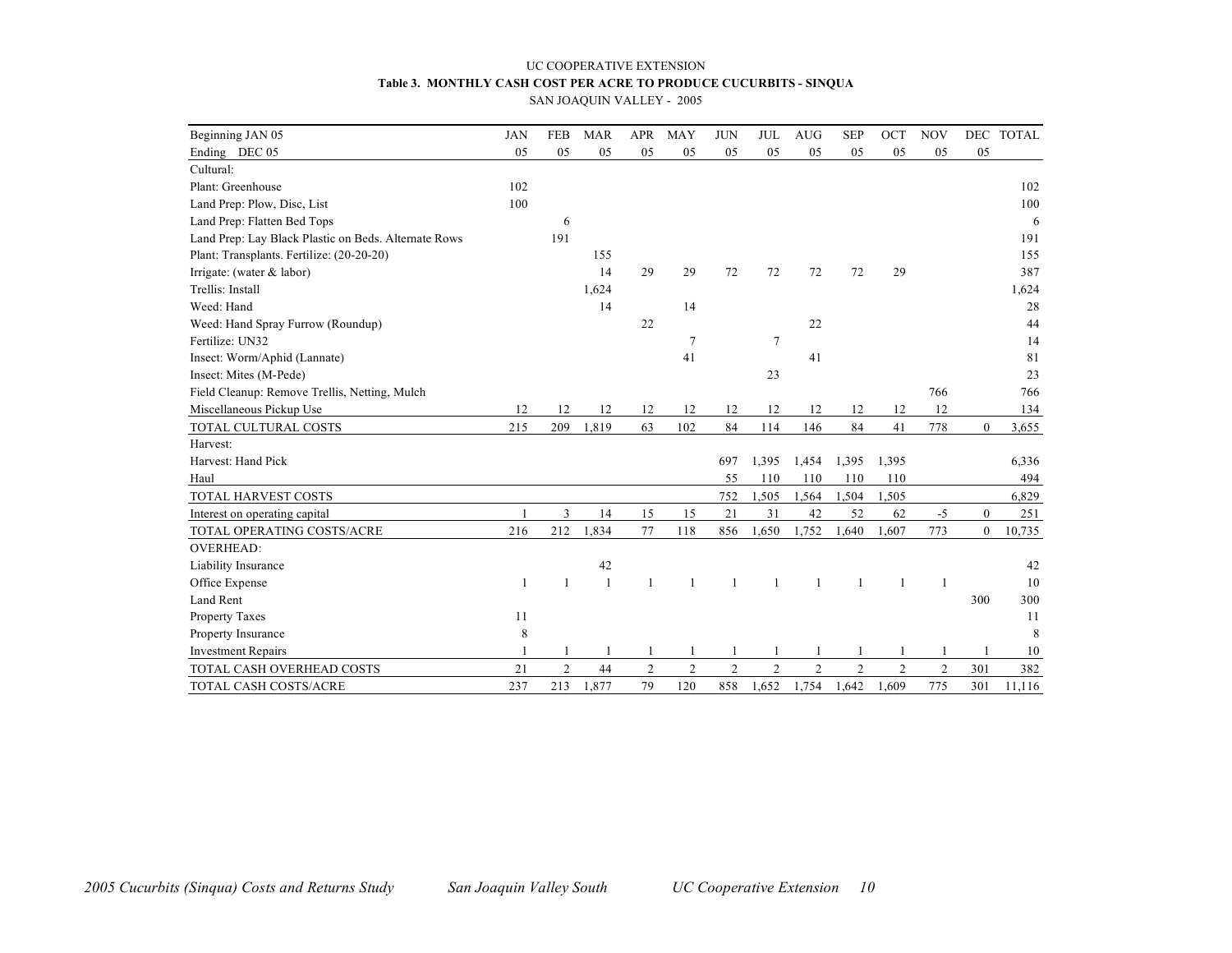UC COOPERATIVE EXTENSION

**Table 3. MONTHLY CASH COST PER ACRE TO PRODUCE CUCURBITS - SINQUA**

SAN JOAQUIN VALLEY - 2005

| Beginning JAN 05 | JAN | FEB | MAR | APR | MAY | JUN | JUL | AUG | SEP | OCT | NOV | DEC | TOTAL |
|---|---|---|---|---|---|---|---|---|---|---|---|---|---|
| Ending DEC 05 | 05 | 05 | 05 | 05 | 05 | 05 | 05 | 05 | 05 | 05 | 05 | 05 | |
| Cultural: | | | | | | | | | | | | | |
| Plant: Greenhouse | 102 | | | | | | | | | | | | 102 |
| Land Prep: Plow, Disc, List | 100 | | | | | | | | | | | | 100 |
| Land Prep: Flatten Bed Tops | | 6 | | | | | | | | | | | 6 |
| Land Prep: Lay Black Plastic on Beds. Alternate Rows | | 191 | | | | | | | | | | | 191 |
| Plant: Transplants. Fertilize: (20-20-20) | | | 155 | | | | | | | | | | 155 |
| Irrigate: (water & labor) | | | 14 | 29 | 29 | 72 | 72 | 72 | 72 | 29 | | | 387 |
| Trellis: Install | | | 1,624 | | | | | | | | | | 1,624 |
| Weed: Hand | | | 14 | | 14 | | | | | | | | 28 |
| Weed: Hand Spray Furrow (Roundup) | | | | 22 | | | | 22 | | | | | 44 |
| Fertilize: UN32 | | | | | 7 | | 7 | | | | | | 14 |
| Insect: Worm/Aphid (Lannate) | | | | | 41 | | | 41 | | | | | 81 |
| Insect: Mites (M-Pede) | | | | | | | 23 | | | | | | 23 |
| Field Cleanup: Remove Trellis, Netting, Mulch | | | | | | | | | | | 766 | | 766 |
| Miscellaneous Pickup Use | 12 | 12 | 12 | 12 | 12 | 12 | 12 | 12 | 12 | 12 | 12 | | 134 |
| TOTAL CULTURAL COSTS | 215 | 209 | 1,819 | 63 | 102 | 84 | 114 | 146 | 84 | 41 | 778 | 0 | 3,655 |
| Harvest: | | | | | | | | | | | | | |
| Harvest: Hand Pick | | | | | | 697 | 1,395 | 1,454 | 1,395 | 1,395 | | | 6,336 |
| Haul | | | | | | 55 | 110 | 110 | 110 | 110 | | | 494 |
| TOTAL HARVEST COSTS | | | | | | 752 | 1,505 | 1,564 | 1,504 | 1,505 | | | 6,829 |
| Interest on operating capital | 1 | 3 | 14 | 15 | 15 | 21 | 31 | 42 | 52 | 62 | -5 | 0 | 251 |
| TOTAL OPERATING COSTS/ACRE | 216 | 212 | 1,834 | 77 | 118 | 856 | 1,650 | 1,752 | 1,640 | 1,607 | 773 | 0 | 10,735 |
| OVERHEAD: | | | | | | | | | | | | | |
| Liability Insurance | | | 42 | | | | | | | | | | 42 |
| Office Expense | 1 | 1 | 1 | 1 | 1 | 1 | 1 | 1 | 1 | 1 | 1 | | 10 |
| Land Rent | | | | | | | | | | | | 300 | 300 |
| Property Taxes | 11 | | | | | | | | | | | | 11 |
| Property Insurance | 8 | | | | | | | | | | | | 8 |
| Investment Repairs | 1 | 1 | 1 | 1 | 1 | 1 | 1 | 1 | 1 | 1 | 1 | 1 | 10 |
| TOTAL CASH OVERHEAD COSTS | 21 | 2 | 44 | 2 | 2 | 2 | 2 | 2 | 2 | 2 | 2 | 301 | 382 |
| TOTAL CASH COSTS/ACRE | 237 | 213 | 1,877 | 79 | 120 | 858 | 1,652 | 1,754 | 1,642 | 1,609 | 775 | 301 | 11,116 |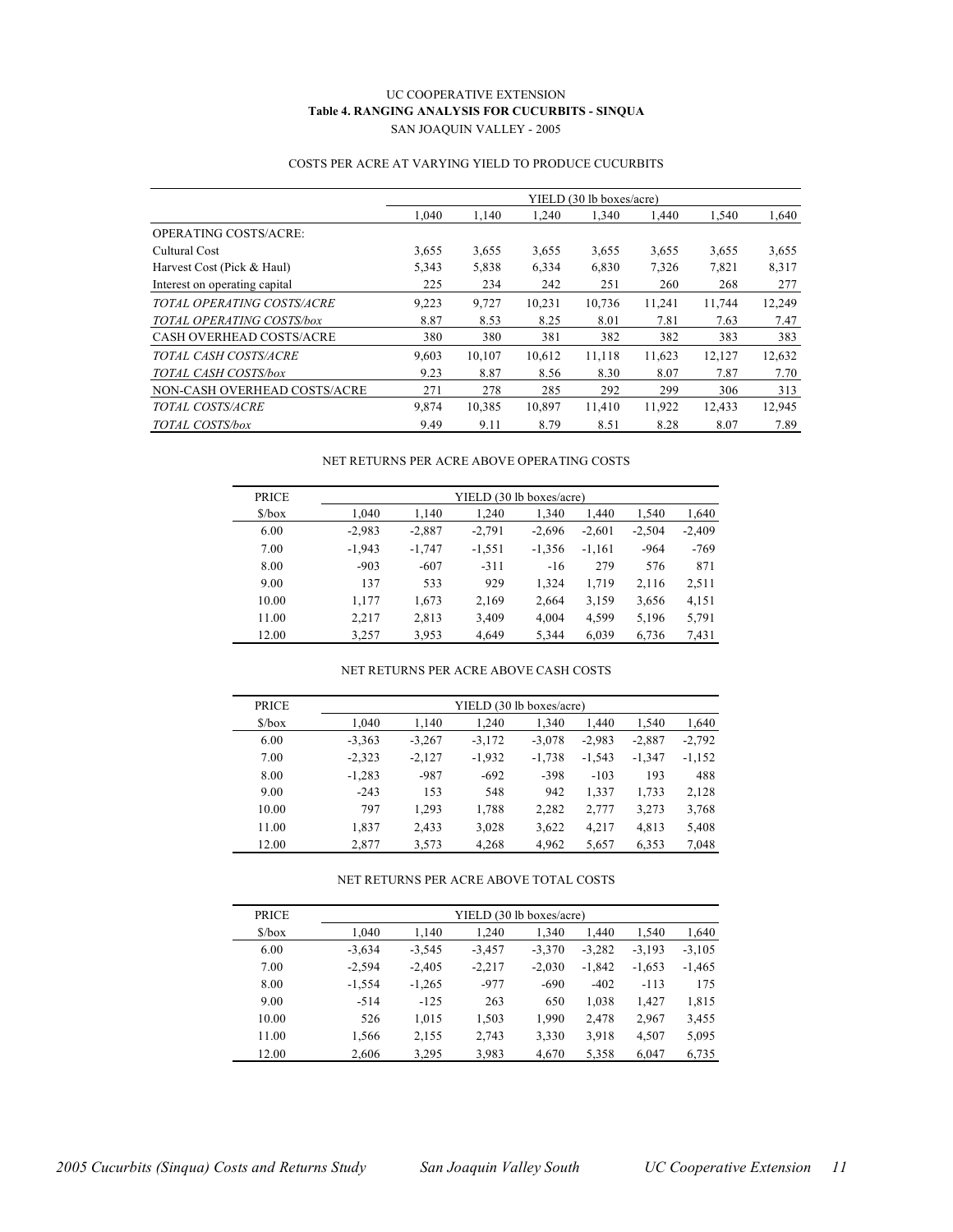UC COOPERATIVE EXTENSION

**Table 4. RANGING ANALYSIS FOR CUCURBITS - SINQUA**

SAN JOAQUIN VALLEY - 2005

COSTS PER ACRE AT VARYING YIELD TO PRODUCE CUCURBITS

| | YIELD (30 lb boxes/acre) | | | | | | |
|---|---|---|---|---|---|---|---|
| | 1,040 | 1,140 | 1,240 | 1,340 | 1,440 | 1,540 | 1,640 |
| OPERATING COSTS/ACRE: | | | | | | | |
| Cultural Cost | 3,655 | 3,655 | 3,655 | 3,655 | 3,655 | 3,655 | 3,655 |
| Harvest Cost (Pick & Haul) | 5,343 | 5,838 | 6,334 | 6,830 | 7,326 | 7,821 | 8,317 |
| Interest on operating capital | 225 | 234 | 242 | 251 | 260 | 268 | 277 |
| *TOTAL OPERATING COSTS/ACRE* | 9,223 | 9,727 | 10,231 | 10,736 | 11,241 | 11,744 | 12,249 |
| *TOTAL OPERATING COSTS/box* | 8.87 | 8.53 | 8.25 | 8.01 | 7.81 | 7.63 | 7.47 |
| CASH OVERHEAD COSTS/ACRE | 380 | 380 | 381 | 382 | 382 | 383 | 383 |
| *TOTAL CASH COSTS/ACRE* | 9,603 | 10,107 | 10,612 | 11,118 | 11,623 | 12,127 | 12,632 |
| *TOTAL CASH COSTS/box* | 9.23 | 8.87 | 8.56 | 8.30 | 8.07 | 7.87 | 7.70 |
| NON-CASH OVERHEAD COSTS/ACRE | 271 | 278 | 285 | 292 | 299 | 306 | 313 |
| *TOTAL COSTS/ACRE* | 9,874 | 10,385 | 10,897 | 11,410 | 11,922 | 12,433 | 12,945 |
| *TOTAL COSTS/box* | 9.49 | 9.11 | 8.79 | 8.51 | 8.28 | 8.07 | 7.89 |

NET RETURNS PER ACRE ABOVE OPERATING COSTS

| PRICE | YIELD (30 lb boxes/acre) | | | | | | |
|---|---|---|---|---|---|---|---|
| $/box | 1,040 | 1,140 | 1,240 | 1,340 | 1,440 | 1,540 | 1,640 |
| 6.00 | -2,983 | -2,887 | -2,791 | -2,696 | -2,601 | -2,504 | -2,409 |
| 7.00 | -1,943 | -1,747 | -1,551 | -1,356 | -1,161 | -964 | -769 |
| 8.00 | -903 | -607 | -311 | -16 | 279 | 576 | 871 |
| 9.00 | 137 | 533 | 929 | 1,324 | 1,719 | 2,116 | 2,511 |
| 10.00 | 1,177 | 1,673 | 2,169 | 2,664 | 3,159 | 3,656 | 4,151 |
| 11.00 | 2,217 | 2,813 | 3,409 | 4,004 | 4,599 | 5,196 | 5,791 |
| 12.00 | 3,257 | 3,953 | 4,649 | 5,344 | 6,039 | 6,736 | 7,431 |

NET RETURNS PER ACRE ABOVE CASH COSTS

| PRICE | YIELD (30 lb boxes/acre) | | | | | | |
|---|---|---|---|---|---|---|---|
| $/box | 1,040 | 1,140 | 1,240 | 1,340 | 1,440 | 1,540 | 1,640 |
| 6.00 | -3,363 | -3,267 | -3,172 | -3,078 | -2,983 | -2,887 | -2,792 |
| 7.00 | -2,323 | -2,127 | -1,932 | -1,738 | -1,543 | -1,347 | -1,152 |
| 8.00 | -1,283 | -987 | -692 | -398 | -103 | 193 | 488 |
| 9.00 | -243 | 153 | 548 | 942 | 1,337 | 1,733 | 2,128 |
| 10.00 | 797 | 1,293 | 1,788 | 2,282 | 2,777 | 3,273 | 3,768 |
| 11.00 | 1,837 | 2,433 | 3,028 | 3,622 | 4,217 | 4,813 | 5,408 |
| 12.00 | 2,877 | 3,573 | 4,268 | 4,962 | 5,657 | 6,353 | 7,048 |

NET RETURNS PER ACRE ABOVE TOTAL COSTS

| PRICE | YIELD (30 lb boxes/acre) | | | | | | |
|---|---|---|---|---|---|---|---|
| $/box | 1,040 | 1,140 | 1,240 | 1,340 | 1,440 | 1,540 | 1,640 |
| 6.00 | -3,634 | -3,545 | -3,457 | -3,370 | -3,282 | -3,193 | -3,105 |
| 7.00 | -2,594 | -2,405 | -2,217 | -2,030 | -1,842 | -1,653 | -1,465 |
| 8.00 | -1,554 | -1,265 | -977 | -690 | -402 | -113 | 175 |
| 9.00 | -514 | -125 | 263 | 650 | 1,038 | 1,427 | 1,815 |
| 10.00 | 526 | 1,015 | 1,503 | 1,990 | 2,478 | 2,967 | 3,455 |
| 11.00 | 1,566 | 2,155 | 2,743 | 3,330 | 3,918 | 4,507 | 5,095 |
| 12.00 | 2,606 | 3,295 | 3,983 | 4,670 | 5,358 | 6,047 | 6,735 |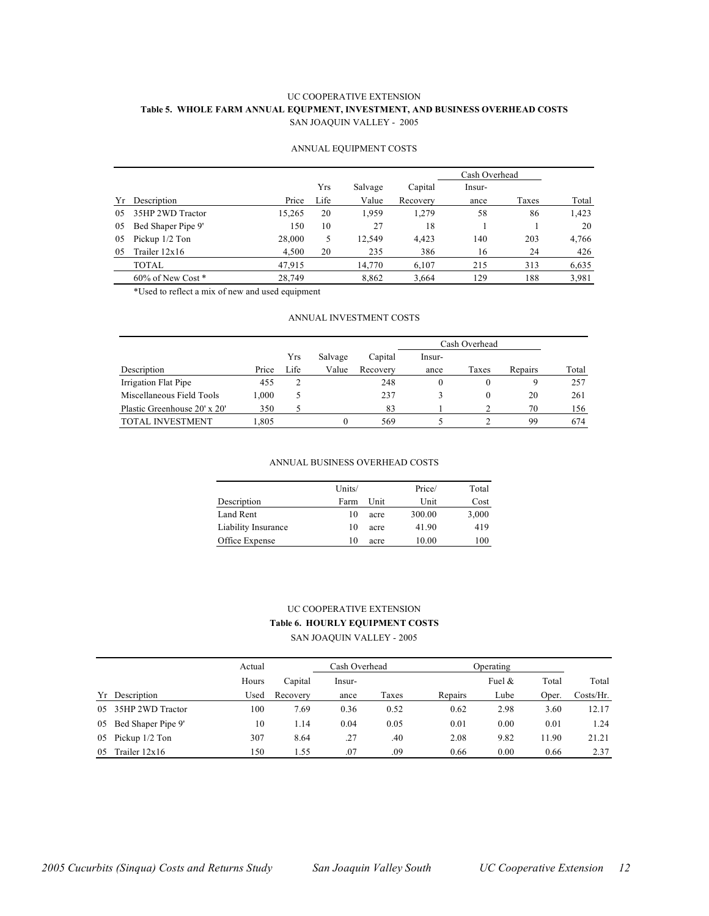UC COOPERATIVE EXTENSION

**Table 5. WHOLE FARM ANNUAL EQUPMENT, INVESTMENT, AND BUSINESS OVERHEAD COSTS**

SAN JOAQUIN VALLEY - 2005

ANNUAL EQUIPMENT COSTS

| | | | | | | Cash Overhead | | |
|---|---|---|---|---|---|---|---|---|
| | | | Yrs | Salvage | Capital | Insur- | | |
| Yr | Description | Price | Life | Value | Recovery | ance | Taxes | Total |
| 05 | 35HP 2WD Tractor | 15,265 | 20 | 1,959 | 1,279 | 58 | 86 | 1,423 |
| 05 | Bed Shaper Pipe 9' | 150 | 10 | 27 | 18 | 1 | 1 | 20 |
| 05 | Pickup 1/2 Ton | 28,000 | 5 | 12,549 | 4,423 | 140 | 203 | 4,766 |
| 05 | Trailer 12x16 | 4,500 | 20 | 235 | 386 | 16 | 24 | 426 |
| | TOTAL | 47,915 | | 14,770 | 6,107 | 215 | 313 | 6,635 |
| | 60% of New Cost * | 28,749 | | 8,862 | 3,664 | 129 | 188 | 3,981 |

*Used to reflect a mix of new and used equipment

ANNUAL INVESTMENT COSTS

| | | | | | Cash Overhead | | | |
|---|---|---|---|---|---|---|---|---|
| | | Yrs | Salvage | Capital | Insur- | | | |
| Description | Price | Life | Value | Recovery | ance | Taxes | Repairs | Total |
| Irrigation Flat Pipe | 455 | 2 | | 248 | 0 | 0 | 9 | 257 |
| Miscellaneous Field Tools | 1,000 | 5 | | 237 | 3 | 0 | 20 | 261 |
| Plastic Greenhouse 20' x 20' | 350 | 5 | | 83 | 1 | 2 | 70 | 156 |
| TOTAL INVESTMENT | 1,805 | | 0 | 569 | 5 | 2 | 99 | 674 |

ANNUAL BUSINESS OVERHEAD COSTS

| | Units/ | | Price/ | Total |
|---|---|---|---|---|
| Description | Farm | Unit | Unit | Cost |
| Land Rent | 10 | acre | 300.00 | 3,000 |
| Liability Insurance | 10 | acre | 41.90 | 419 |
| Office Expense | 10 | acre | 10.00 | 100 |

UC COOPERATIVE EXTENSION

**Table 6. HOURLY EQUIPMENT COSTS**

SAN JOAQUIN VALLEY - 2005

| | | Actual | | Cash Overhead | | Operating | | | |
|---|---|---|---|---|---|---|---|---|---|
| | | Hours | Capital | Insur- | | | Fuel & | Total | Total |
| Yr | Description | Used | Recovery | ance | Taxes | Repairs | Lube | Oper. | Costs/Hr. |
| 05 | 35HP 2WD Tractor | 100 | 7.69 | 0.36 | 0.52 | 0.62 | 2.98 | 3.60 | 12.17 |
| 05 | Bed Shaper Pipe 9' | 10 | 1.14 | 0.04 | 0.05 | 0.01 | 0.00 | 0.01 | 1.24 |
| 05 | Pickup 1/2 Ton | 307 | 8.64 | .27 | .40 | 2.08 | 9.82 | 11.90 | 21.21 |
| 05 | Trailer 12x16 | 150 | 1.55 | .07 | .09 | 0.66 | 0.00 | 0.66 | 2.37 |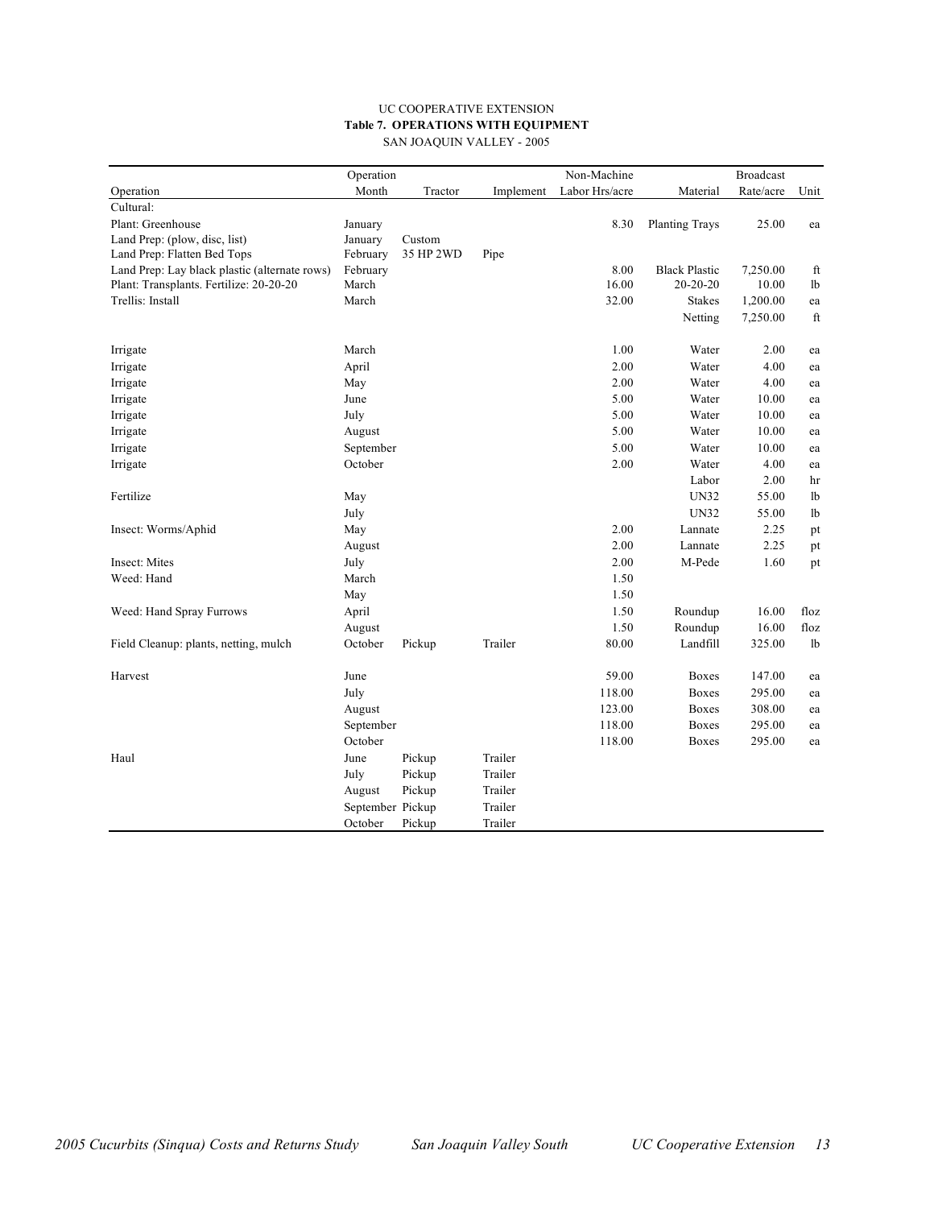UC COOPERATIVE EXTENSION

**Table 7. OPERATIONS WITH EQUIPMENT**

SAN JOAQUIN VALLEY - 2005

| Operation | Operation Month | Tractor | Implement | Non-Machine Labor Hrs/acre | Material | Broadcast Rate/acre | Unit |
|---|---|---|---|---|---|---|---|
| Cultural: | | | | | | | |
| Plant: Greenhouse | January | | | 8.30 | Planting Trays | 25.00 | ea |
| Land Prep: (plow, disc, list) | January | Custom | | | | | |
| Land Prep: Flatten Bed Tops | February | 35 HP 2WD | Pipe | | | | |
| Land Prep: Lay black plastic (alternate rows) | February | | | 8.00 | Black Plastic | 7,250.00 | ft |
| Plant: Transplants. Fertilize: 20-20-20 | March | | | 16.00 | 20-20-20 | 10.00 | lb |
| Trellis: Install | March | | | 32.00 | Stakes | 1,200.00 | ea |
| | | | | | Netting | 7,250.00 | ft |
| Irrigate | March | | | 1.00 | Water | 2.00 | ea |
| Irrigate | April | | | 2.00 | Water | 4.00 | ea |
| Irrigate | May | | | 2.00 | Water | 4.00 | ea |
| Irrigate | June | | | 5.00 | Water | 10.00 | ea |
| Irrigate | July | | | 5.00 | Water | 10.00 | ea |
| Irrigate | August | | | 5.00 | Water | 10.00 | ea |
| Irrigate | September | | | 5.00 | Water | 10.00 | ea |
| Irrigate | October | | | 2.00 | Water | 4.00 | ea |
| | | | | | Labor | 2.00 | hr |
| Fertilize | May | | | | UN32 | 55.00 | lb |
| | July | | | | UN32 | 55.00 | lb |
| Insect: Worms/Aphid | May | | | 2.00 | Lannate | 2.25 | pt |
| | August | | | 2.00 | Lannate | 2.25 | pt |
| Insect: Mites | July | | | 2.00 | M-Pede | 1.60 | pt |
| Weed: Hand | March | | | 1.50 | | | |
| | May | | | 1.50 | | | |
| Weed: Hand Spray Furrows | April | | | 1.50 | Roundup | 16.00 | floz |
| | August | | | 1.50 | Roundup | 16.00 | floz |
| Field Cleanup: plants, netting, mulch | October | Pickup | Trailer | 80.00 | Landfill | 325.00 | lb |
| Harvest | June | | | 59.00 | Boxes | 147.00 | ea |
| | July | | | 118.00 | Boxes | 295.00 | ea |
| | August | | | 123.00 | Boxes | 308.00 | ea |
| | September | | | 118.00 | Boxes | 295.00 | ea |
| | October | | | 118.00 | Boxes | 295.00 | ea |
| Haul | June | Pickup | Trailer | | | | |
| | July | Pickup | Trailer | | | | |
| | August | Pickup | Trailer | | | | |
| | September | Pickup | Trailer | | | | |
| | October | Pickup | Trailer | | | | |